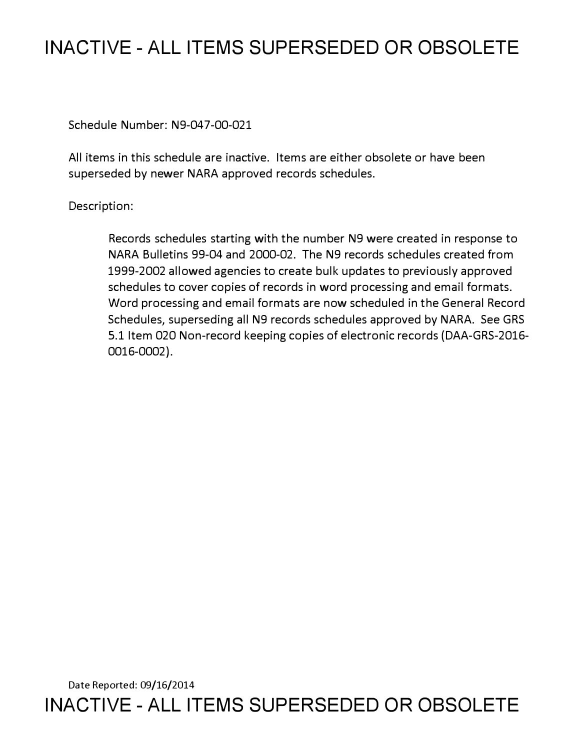# INACTIVE - ALL ITEMS SUPERSEDED OR OBSOLETE

Schedule Number: N9-047-00-021

All items in this schedule are inactive. Items are either obsolete or have been superseded by newer NARA approved records schedules.

Description:

> Records schedules starting with the number N9 were created in response to NARA Bulletins 99-04 and 2000-02. The N9 records schedules created from 1999-2002 allowed agencies to create bulk updates to previously approved schedules to cover copies of records in word processing and email formats. Word processing and email formats are now scheduled in the General Record Schedules, superseding all N9 records schedules approved by NARA. See GRS 5.1 Item 020 Non-record keeping copies of electronic records (DAA-GRS-2016-0016-0002).

Date Reported: 09/16/2014

# INACTIVE - ALL ITEMS SUPERSEDED OR OBSOLETE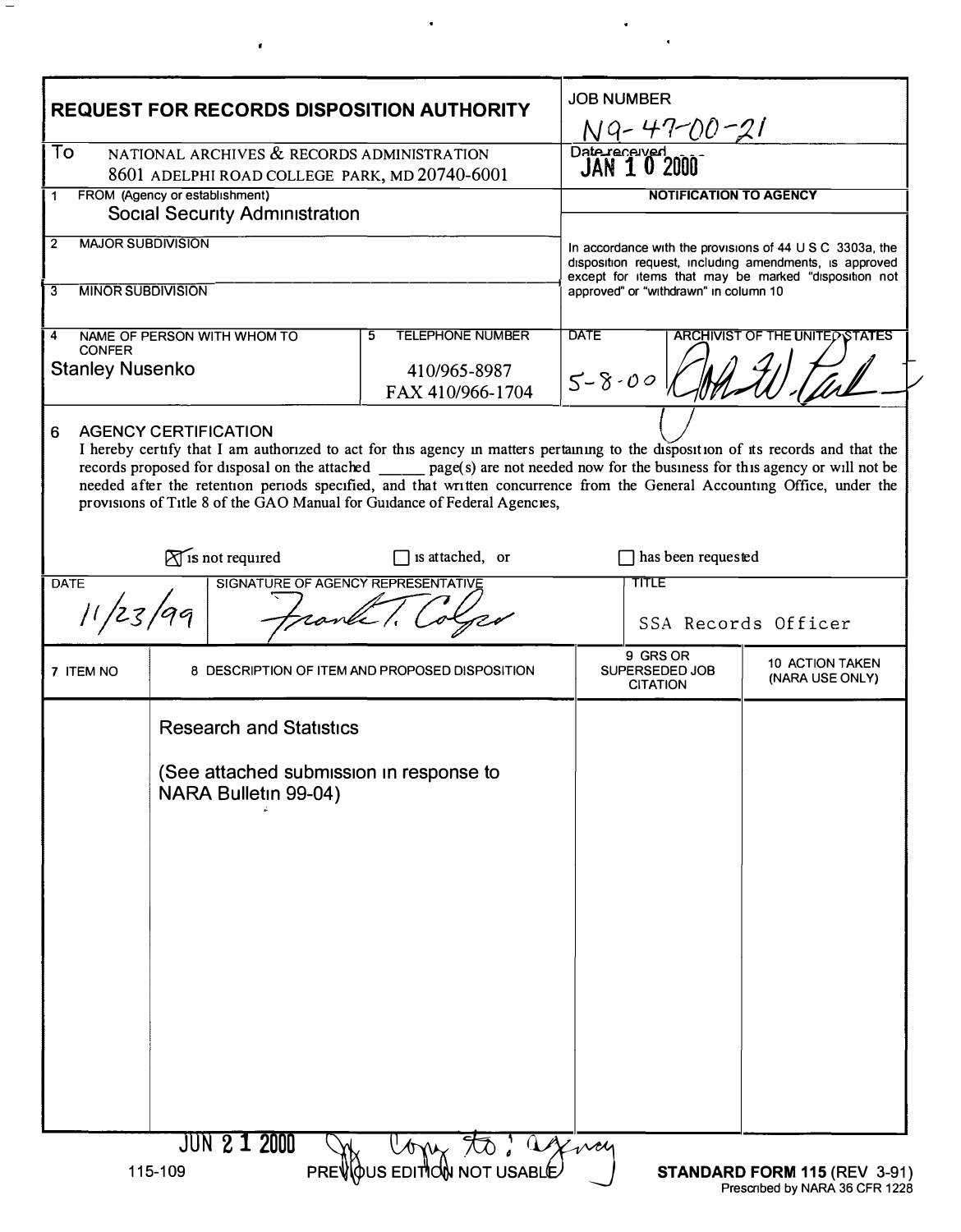# REQUEST FOR RECORDS DISPOSITION AUTHORITY

**JOB NUMBER:** N9-47-00-21

**Date received:** JAN 10 2000

**To:** NATIONAL ARCHIVES & RECORDS ADMINISTRATION
8601 ADELPHI ROAD COLLEGE PARK, MD 20740-6001

**1 FROM (Agency or establishment):** Social Security Administration

**2 MAJOR SUBDIVISION:**

**3 MINOR SUBDIVISION:**

**4 NAME OF PERSON WITH WHOM TO CONFER:** Stanley Nusenko

**5 TELEPHONE NUMBER:** 410/965-8987
FAX 410/966-1704

**NOTIFICATION TO AGENCY**

In accordance with the provisions of 44 U S C 3303a, the disposition request, including amendments, is approved except for items that may be marked "disposition not approved" or "withdrawn" in column 10

**DATE:** 5-8-00

**ARCHIVIST OF THE UNITED STATES:** [signature]

**6 AGENCY CERTIFICATION**

I hereby certify that I am authorized to act for this agency in matters pertaining to the disposition of its records and that the records proposed for disposal on the attached ______ page(s) are not needed now for the business for this agency or will not be needed after the retention periods specified, and that written concurrence from the General Accounting Office, under the provisions of Title 8 of the GAO Manual for Guidance of Federal Agencies,

☒ is not required ☐ is attached, or ☐ has been requested

**DATE:** 11/23/99

**SIGNATURE OF AGENCY REPRESENTATIVE:** Frank T. Colgan

**TITLE:** SSA Records Officer

| 7 ITEM NO | 8 DESCRIPTION OF ITEM AND PROPOSED DISPOSITION | 9 GRS OR SUPERSEDED JOB CITATION | 10 ACTION TAKEN (NARA USE ONLY) |
|---|---|---|---|
| | Research and Statistics<br><br>(See attached submission in response to NARA Bulletin 99-04) | | |

JUN 21 2000 Copy to: agency

115-109 PREVIOUS EDITION NOT USABLE

**STANDARD FORM 115** (REV 3-91)
Prescribed by NARA 36 CFR 1228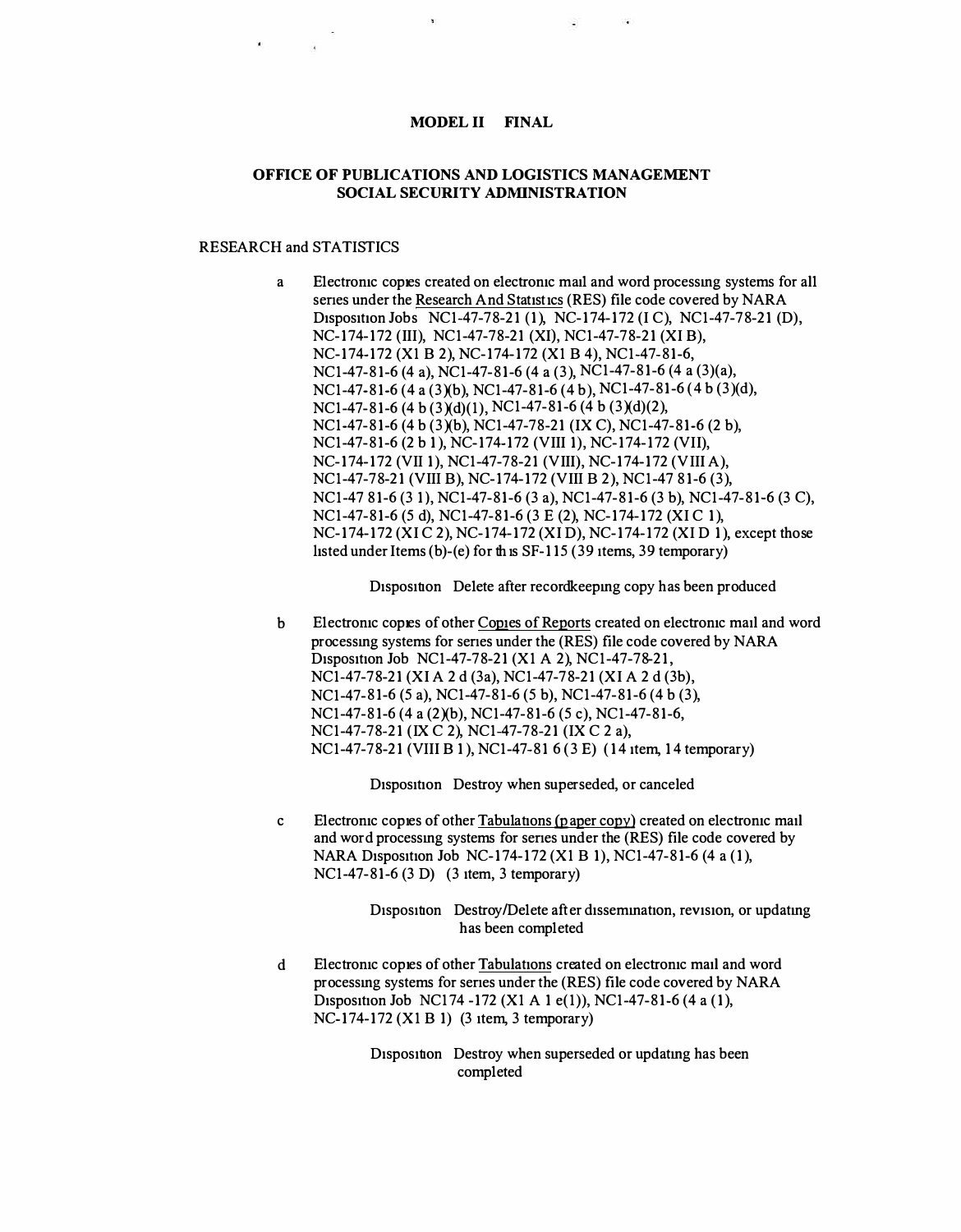**MODEL II FINAL**

**OFFICE OF PUBLICATIONS AND LOGISTICS MANAGEMENT**
**SOCIAL SECURITY ADMINISTRATION**

RESEARCH and STATISTICS

a Electronic copies created on electronic mail and word processing systems for all series under the Research And Statistics (RES) file code covered by NARA Disposition Jobs NC1-47-78-21 (1), NC-174-172 (I C), NC1-47-78-21 (D), NC-174-172 (III), NC1-47-78-21 (XI), NC1-47-78-21 (XI B), NC-174-172 (X1 B 2), NC-174-172 (X1 B 4), NC1-47-81-6, NC1-47-81-6 (4 a), NC1-47-81-6 (4 a (3), NC1-47-81-6 (4 a (3)(a), NC1-47-81-6 (4 a (3)(b), NC1-47-81-6 (4 b), NC1-47-81-6 (4 b (3)(d), NC1-47-81-6 (4 b (3)(d)(1), NC1-47-81-6 (4 b (3)(d)(2), NC1-47-81-6 (4 b (3)(b), NC1-47-78-21 (IX C), NC1-47-81-6 (2 b), NC1-47-81-6 (2 b 1), NC-174-172 (VIII 1), NC-174-172 (VII), NC-174-172 (VII 1), NC1-47-78-21 (VIII), NC-174-172 (VIII A), NC1-47-78-21 (VIII B), NC-174-172 (VIII B 2), NC1-47 81-6 (3), NC1-47 81-6 (3 1), NC1-47-81-6 (3 a), NC1-47-81-6 (3 b), NC1-47-81-6 (3 C), NC1-47-81-6 (5 d), NC1-47-81-6 (3 E (2), NC-174-172 (XI C 1), NC-174-172 (XI C 2), NC-174-172 (XI D), NC-174-172 (XI D 1), except those listed under Items (b)-(e) for this SF-115 (39 items, 39 temporary)

Disposition Delete after recordkeeping copy has been produced

b Electronic copies of other Copies of Reports created on electronic mail and word processing systems for series under the (RES) file code covered by NARA Disposition Job NC1-47-78-21 (X1 A 2), NC1-47-78-21, NC1-47-78-21 (XI A 2 d (3a), NC1-47-78-21 (XI A 2 d (3b), NC1-47-81-6 (5 a), NC1-47-81-6 (5 b), NC1-47-81-6 (4 b (3), NC1-47-81-6 (4 a (2)(b), NC1-47-81-6 (5 c), NC1-47-81-6, NC1-47-78-21 (IX C 2), NC1-47-78-21 (IX C 2 a), NC1-47-78-21 (VIII B 1), NC1-47-81 6 (3 E) (14 item, 14 temporary)

Disposition Destroy when superseded, or canceled

c Electronic copies of other Tabulations (paper copy) created on electronic mail and word processing systems for series under the (RES) file code covered by NARA Disposition Job NC-174-172 (X1 B 1), NC1-47-81-6 (4 a (1), NC1-47-81-6 (3 D) (3 item, 3 temporary)

Disposition Destroy/Delete after dissemination, revision, or updating has been completed

d Electronic copies of other Tabulations created on electronic mail and word processing systems for series under the (RES) file code covered by NARA Disposition Job NC174 -172 (X1 A 1 e(1)), NC1-47-81-6 (4 a (1), NC-174-172 (X1 B 1) (3 item, 3 temporary)

Disposition Destroy when superseded or updating has been completed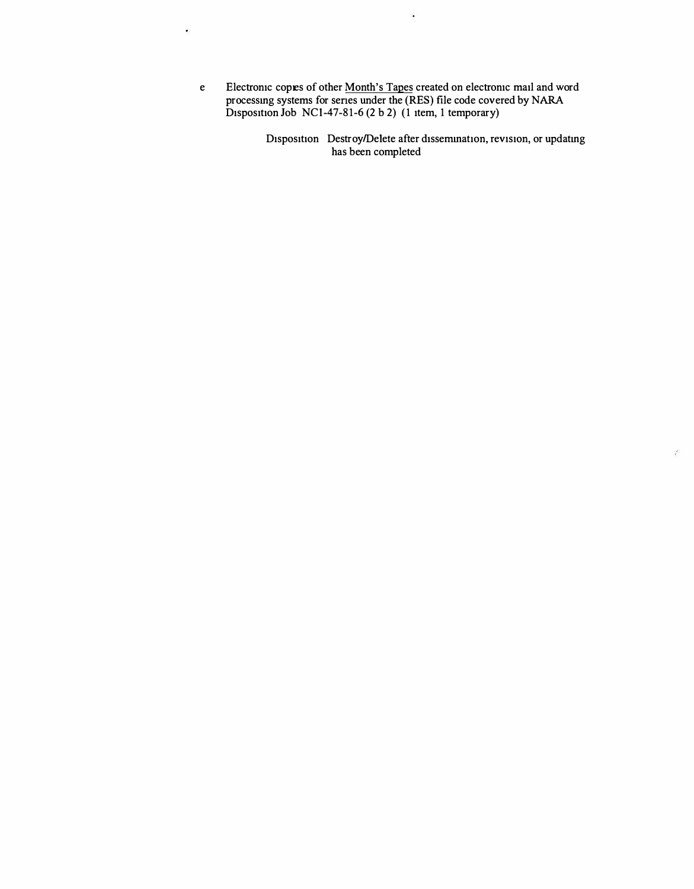e Electronic copies of other <u>Month's Tapes</u> created on electronic mail and word processing systems for series under the (RES) file code covered by NARA Disposition Job NC1-47-81-6 (2 b 2) (1 item, 1 temporary)

Disposition Destroy/Delete after dissemination, revision, or updating has been completed